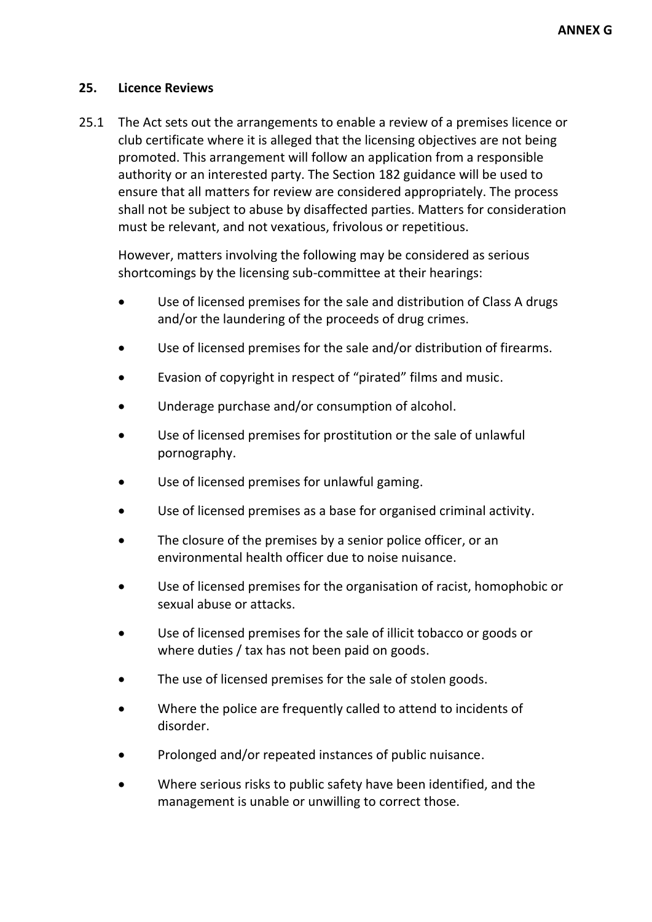ANNEX G

## 25. Licence Reviews

25.1 The Act sets out the arrangements to enable a review of a premises licence or club certificate where it is alleged that the licensing objectives are not being promoted. This arrangement will follow an application from a responsible authority or an interested party. The Section 182 guidance will be used to ensure that all matters for review are considered appropriately. The process shall not be subject to abuse by disaffected parties. Matters for consideration must be relevant, and not vexatious, frivolous or repetitious.

However, matters involving the following may be considered as serious shortcomings by the licensing sub-committee at their hearings:

- Use of licensed premises for the sale and distribution of Class A drugs and/or the laundering of the proceeds of drug crimes.
- Use of licensed premises for the sale and/or distribution of firearms.
- Evasion of copyright in respect of "pirated" films and music.
- Underage purchase and/or consumption of alcohol.
- Use of licensed premises for prostitution or the sale of unlawful pornography.
- Use of licensed premises for unlawful gaming.
- Use of licensed premises as a base for organised criminal activity.
- The closure of the premises by a senior police officer, or an environmental health officer due to noise nuisance.
- Use of licensed premises for the organisation of racist, homophobic or sexual abuse or attacks.
- Use of licensed premises for the sale of illicit tobacco or goods or where duties / tax has not been paid on goods.
- The use of licensed premises for the sale of stolen goods.
- Where the police are frequently called to attend to incidents of disorder.
- Prolonged and/or repeated instances of public nuisance.
- Where serious risks to public safety have been identified, and the management is unable or unwilling to correct those.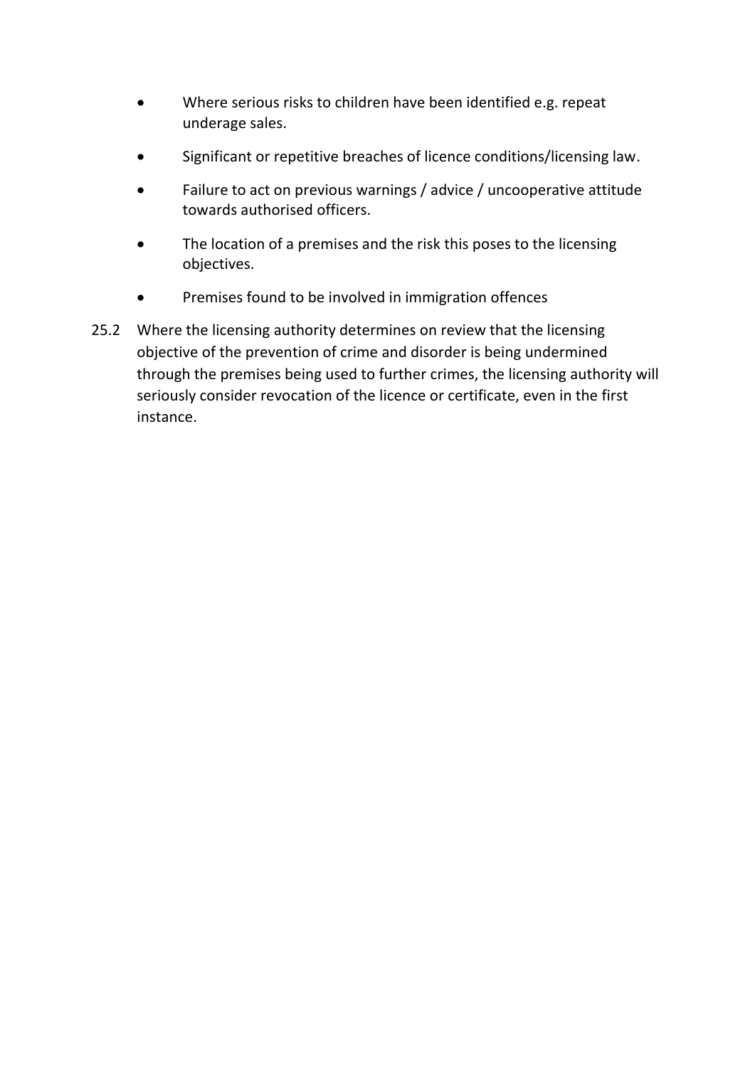- Where serious risks to children have been identified e.g. repeat underage sales.
- Significant or repetitive breaches of licence conditions/licensing law.
- Failure to act on previous warnings / advice / uncooperative attitude towards authorised officers.
- The location of a premises and the risk this poses to the licensing objectives.
- Premises found to be involved in immigration offences

25.2 Where the licensing authority determines on review that the licensing objective of the prevention of crime and disorder is being undermined through the premises being used to further crimes, the licensing authority will seriously consider revocation of the licence or certificate, even in the first instance.